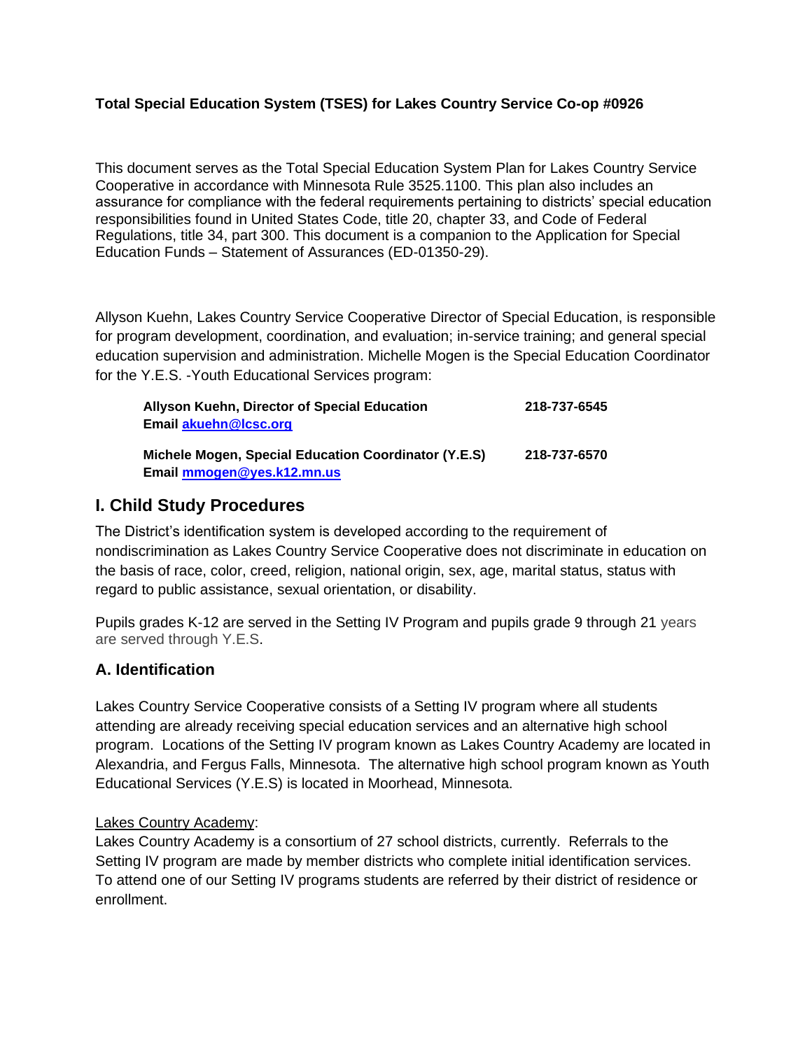**Total Special Education System (TSES) for Lakes Country Service Co-op #0926**

This document serves as the Total Special Education System Plan for Lakes Country Service Cooperative in accordance with Minnesota Rule 3525.1100. This plan also includes an assurance for compliance with the federal requirements pertaining to districts' special education responsibilities found in United States Code, title 20, chapter 33, and Code of Federal Regulations, title 34, part 300. This document is a companion to the Application for Special Education Funds – Statement of Assurances (ED-01350-29).

Allyson Kuehn, Lakes Country Service Cooperative Director of Special Education, is responsible for program development, coordination, and evaluation; in-service training; and general special education supervision and administration. Michelle Mogen is the Special Education Coordinator for the Y.E.S. -Youth Educational Services program:

**Allyson Kuehn, Director of Special Education** **218-737-6545**
**Email [akuehn@lcsc.org](mailto:akuehn@lcsc.org)**

**Michele Mogen, Special Education Coordinator (Y.E.S)** **218-737-6570**
**Email [mmogen@yes.k12.mn.us](mailto:mmogen@yes.k12.mn.us)**

## I. Child Study Procedures

The District's identification system is developed according to the requirement of nondiscrimination as Lakes Country Service Cooperative does not discriminate in education on the basis of race, color, creed, religion, national origin, sex, age, marital status, status with regard to public assistance, sexual orientation, or disability.

Pupils grades K-12 are served in the Setting IV Program and pupils grade 9 through 21 years are served through Y.E.S.

### A. Identification

Lakes Country Service Cooperative consists of a Setting IV program where all students attending are already receiving special education services and an alternative high school program. Locations of the Setting IV program known as Lakes Country Academy are located in Alexandria, and Fergus Falls, Minnesota. The alternative high school program known as Youth Educational Services (Y.E.S) is located in Moorhead, Minnesota.

Lakes Country Academy:
Lakes Country Academy is a consortium of 27 school districts, currently. Referrals to the Setting IV program are made by member districts who complete initial identification services. To attend one of our Setting IV programs students are referred by their district of residence or enrollment.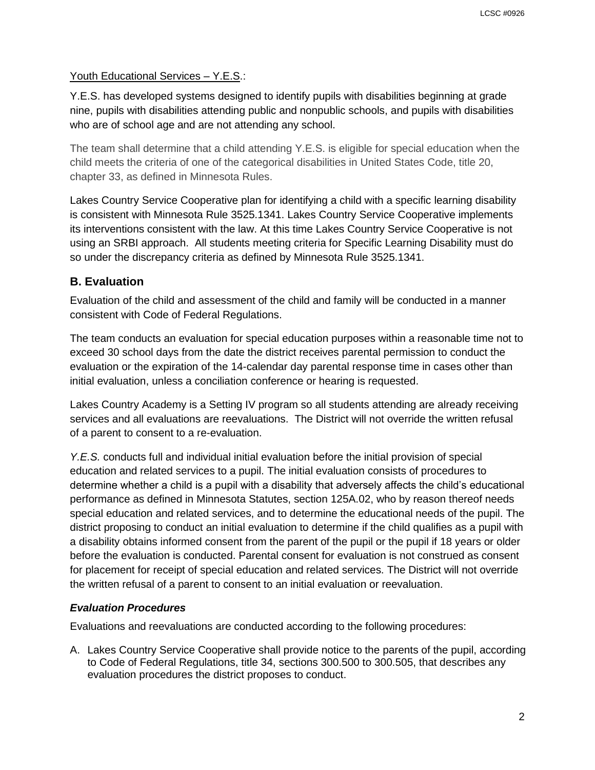Youth Educational Services – Y.E.S.:

Y.E.S. has developed systems designed to identify pupils with disabilities beginning at grade nine, pupils with disabilities attending public and nonpublic schools, and pupils with disabilities who are of school age and are not attending any school.

The team shall determine that a child attending Y.E.S. is eligible for special education when the child meets the criteria of one of the categorical disabilities in United States Code, title 20, chapter 33, as defined in Minnesota Rules.

Lakes Country Service Cooperative plan for identifying a child with a specific learning disability is consistent with Minnesota Rule 3525.1341. Lakes Country Service Cooperative implements its interventions consistent with the law. At this time Lakes Country Service Cooperative is not using an SRBI approach. All students meeting criteria for Specific Learning Disability must do so under the discrepancy criteria as defined by Minnesota Rule 3525.1341.

## B. Evaluation

Evaluation of the child and assessment of the child and family will be conducted in a manner consistent with Code of Federal Regulations.

The team conducts an evaluation for special education purposes within a reasonable time not to exceed 30 school days from the date the district receives parental permission to conduct the evaluation or the expiration of the 14-calendar day parental response time in cases other than initial evaluation, unless a conciliation conference or hearing is requested.

Lakes Country Academy is a Setting IV program so all students attending are already receiving services and all evaluations are reevaluations. The District will not override the written refusal of a parent to consent to a re-evaluation.

*Y.E.S.* conducts full and individual initial evaluation before the initial provision of special education and related services to a pupil. The initial evaluation consists of procedures to determine whether a child is a pupil with a disability that adversely affects the child's educational performance as defined in Minnesota Statutes, section 125A.02, who by reason thereof needs special education and related services, and to determine the educational needs of the pupil. The district proposing to conduct an initial evaluation to determine if the child qualifies as a pupil with a disability obtains informed consent from the parent of the pupil or the pupil if 18 years or older before the evaluation is conducted. Parental consent for evaluation is not construed as consent for placement for receipt of special education and related services. The District will not override the written refusal of a parent to consent to an initial evaluation or reevaluation.

### *Evaluation Procedures*

Evaluations and reevaluations are conducted according to the following procedures:

A. Lakes Country Service Cooperative shall provide notice to the parents of the pupil, according to Code of Federal Regulations, title 34, sections 300.500 to 300.505, that describes any evaluation procedures the district proposes to conduct.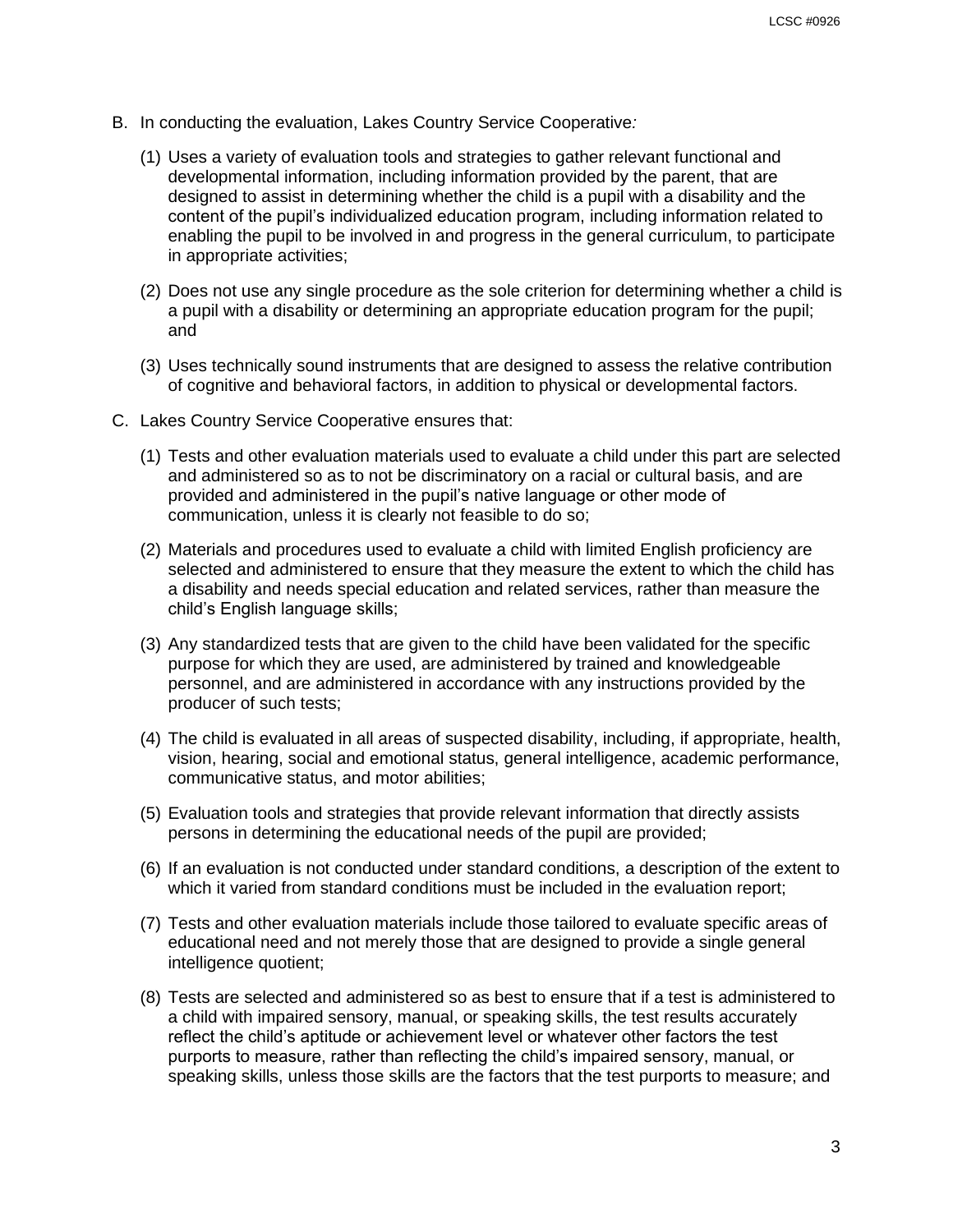B. In conducting the evaluation, Lakes Country Service Cooperative*:*

   (1) Uses a variety of evaluation tools and strategies to gather relevant functional and developmental information, including information provided by the parent, that are designed to assist in determining whether the child is a pupil with a disability and the content of the pupil's individualized education program, including information related to enabling the pupil to be involved in and progress in the general curriculum, to participate in appropriate activities;

   (2) Does not use any single procedure as the sole criterion for determining whether a child is a pupil with a disability or determining an appropriate education program for the pupil; and

   (3) Uses technically sound instruments that are designed to assess the relative contribution of cognitive and behavioral factors, in addition to physical or developmental factors.

C. Lakes Country Service Cooperative ensures that:

   (1) Tests and other evaluation materials used to evaluate a child under this part are selected and administered so as to not be discriminatory on a racial or cultural basis, and are provided and administered in the pupil's native language or other mode of communication, unless it is clearly not feasible to do so;

   (2) Materials and procedures used to evaluate a child with limited English proficiency are selected and administered to ensure that they measure the extent to which the child has a disability and needs special education and related services, rather than measure the child's English language skills;

   (3) Any standardized tests that are given to the child have been validated for the specific purpose for which they are used, are administered by trained and knowledgeable personnel, and are administered in accordance with any instructions provided by the producer of such tests;

   (4) The child is evaluated in all areas of suspected disability, including, if appropriate, health, vision, hearing, social and emotional status, general intelligence, academic performance, communicative status, and motor abilities;

   (5) Evaluation tools and strategies that provide relevant information that directly assists persons in determining the educational needs of the pupil are provided;

   (6) If an evaluation is not conducted under standard conditions, a description of the extent to which it varied from standard conditions must be included in the evaluation report;

   (7) Tests and other evaluation materials include those tailored to evaluate specific areas of educational need and not merely those that are designed to provide a single general intelligence quotient;

   (8) Tests are selected and administered so as best to ensure that if a test is administered to a child with impaired sensory, manual, or speaking skills, the test results accurately reflect the child's aptitude or achievement level or whatever other factors the test purports to measure, rather than reflecting the child's impaired sensory, manual, or speaking skills, unless those skills are the factors that the test purports to measure; and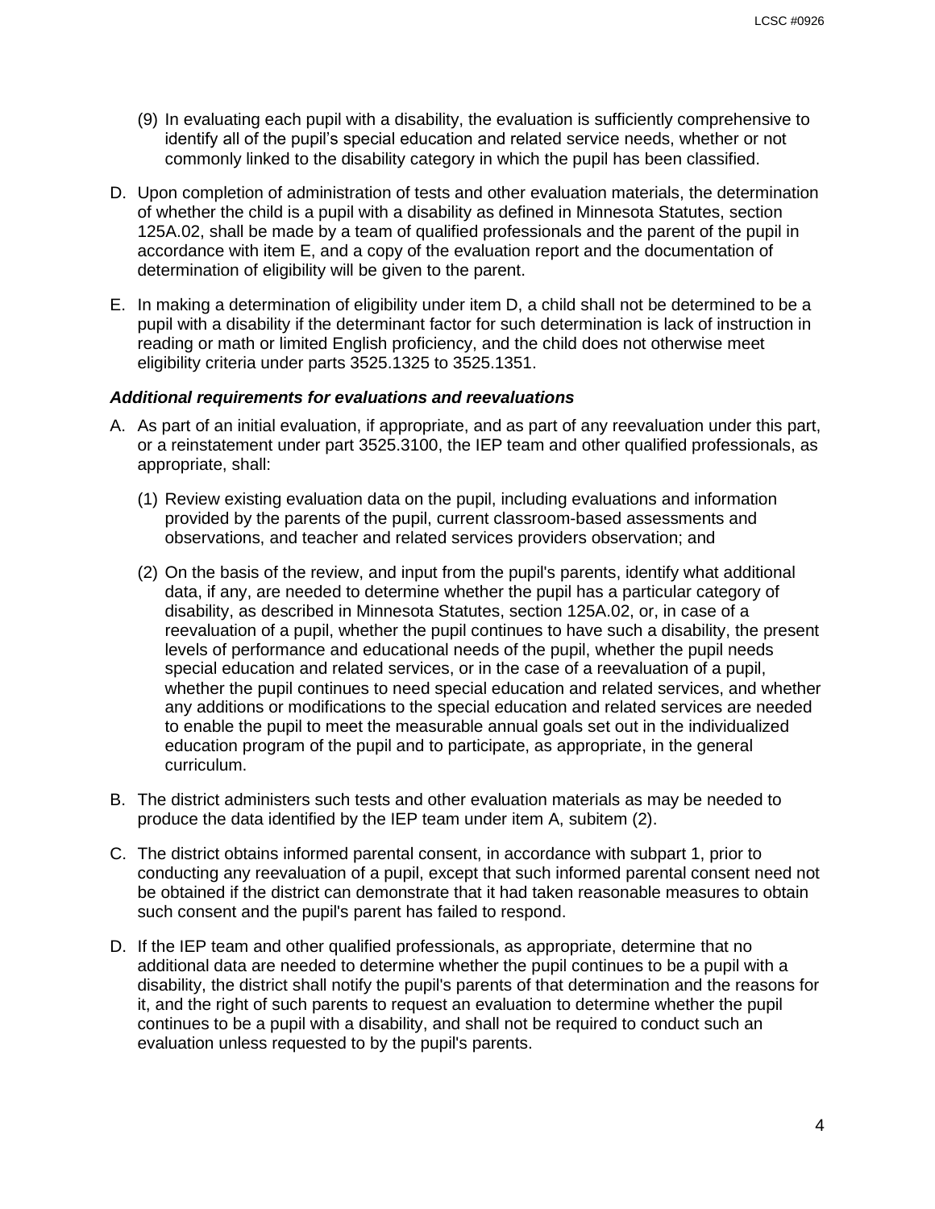(9) In evaluating each pupil with a disability, the evaluation is sufficiently comprehensive to identify all of the pupil's special education and related service needs, whether or not commonly linked to the disability category in which the pupil has been classified.

D. Upon completion of administration of tests and other evaluation materials, the determination of whether the child is a pupil with a disability as defined in Minnesota Statutes, section 125A.02, shall be made by a team of qualified professionals and the parent of the pupil in accordance with item E, and a copy of the evaluation report and the documentation of determination of eligibility will be given to the parent.

E. In making a determination of eligibility under item D, a child shall not be determined to be a pupil with a disability if the determinant factor for such determination is lack of instruction in reading or math or limited English proficiency, and the child does not otherwise meet eligibility criteria under parts 3525.1325 to 3525.1351.

***Additional requirements for evaluations and reevaluations***

A. As part of an initial evaluation, if appropriate, and as part of any reevaluation under this part, or a reinstatement under part 3525.3100, the IEP team and other qualified professionals, as appropriate, shall:

   (1) Review existing evaluation data on the pupil, including evaluations and information provided by the parents of the pupil, current classroom-based assessments and observations, and teacher and related services providers observation; and

   (2) On the basis of the review, and input from the pupil's parents, identify what additional data, if any, are needed to determine whether the pupil has a particular category of disability, as described in Minnesota Statutes, section 125A.02, or, in case of a reevaluation of a pupil, whether the pupil continues to have such a disability, the present levels of performance and educational needs of the pupil, whether the pupil needs special education and related services, or in the case of a reevaluation of a pupil, whether the pupil continues to need special education and related services, and whether any additions or modifications to the special education and related services are needed to enable the pupil to meet the measurable annual goals set out in the individualized education program of the pupil and to participate, as appropriate, in the general curriculum.

B. The district administers such tests and other evaluation materials as may be needed to produce the data identified by the IEP team under item A, subitem (2).

C. The district obtains informed parental consent, in accordance with subpart 1, prior to conducting any reevaluation of a pupil, except that such informed parental consent need not be obtained if the district can demonstrate that it had taken reasonable measures to obtain such consent and the pupil's parent has failed to respond.

D. If the IEP team and other qualified professionals, as appropriate, determine that no additional data are needed to determine whether the pupil continues to be a pupil with a disability, the district shall notify the pupil's parents of that determination and the reasons for it, and the right of such parents to request an evaluation to determine whether the pupil continues to be a pupil with a disability, and shall not be required to conduct such an evaluation unless requested to by the pupil's parents.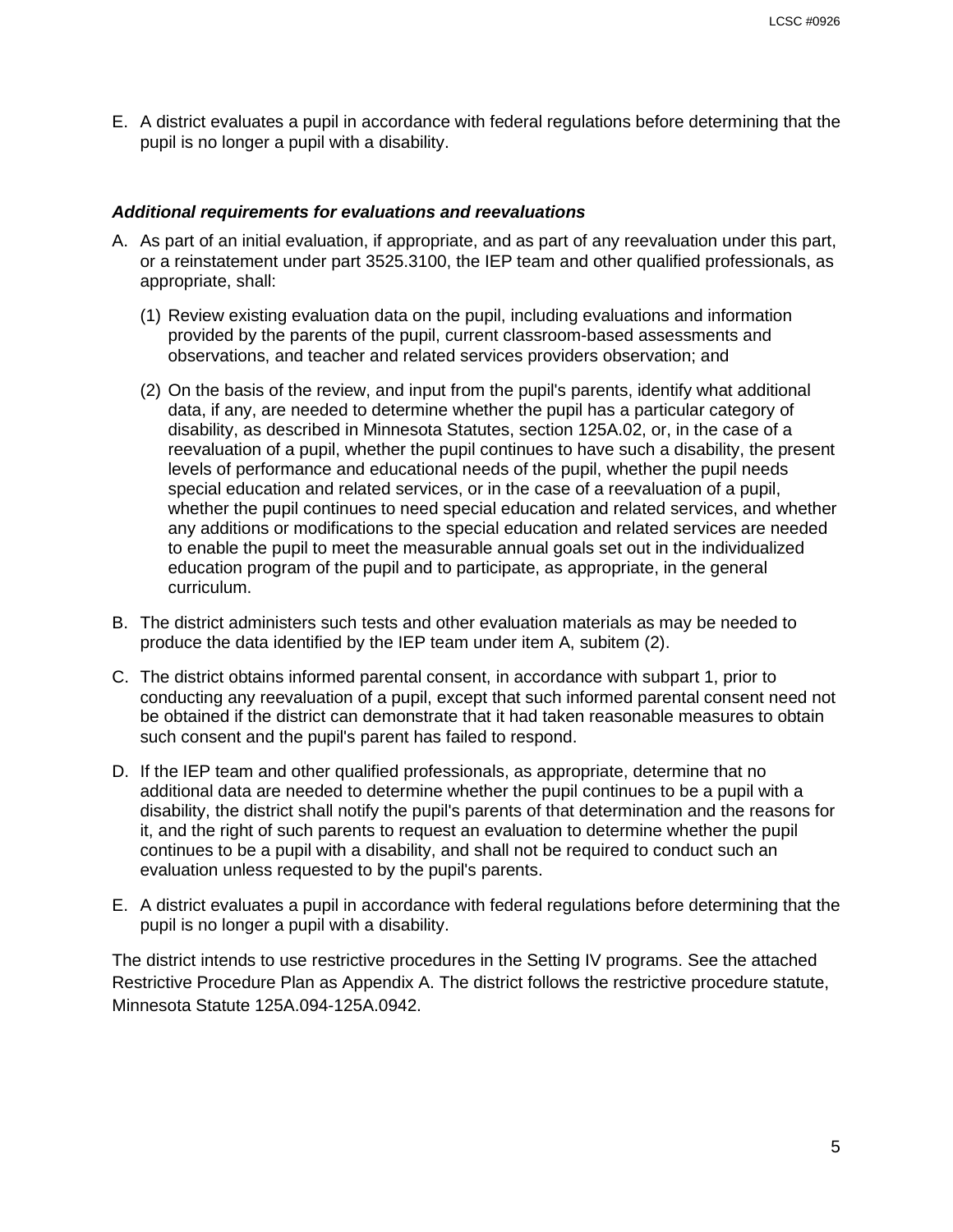E. A district evaluates a pupil in accordance with federal regulations before determining that the pupil is no longer a pupil with a disability.

### ***Additional requirements for evaluations and reevaluations***

A. As part of an initial evaluation, if appropriate, and as part of any reevaluation under this part, or a reinstatement under part 3525.3100, the IEP team and other qualified professionals, as appropriate, shall:

   (1) Review existing evaluation data on the pupil, including evaluations and information provided by the parents of the pupil, current classroom-based assessments and observations, and teacher and related services providers observation; and

   (2) On the basis of the review, and input from the pupil's parents, identify what additional data, if any, are needed to determine whether the pupil has a particular category of disability, as described in Minnesota Statutes, section 125A.02, or, in the case of a reevaluation of a pupil, whether the pupil continues to have such a disability, the present levels of performance and educational needs of the pupil, whether the pupil needs special education and related services, or in the case of a reevaluation of a pupil, whether the pupil continues to need special education and related services, and whether any additions or modifications to the special education and related services are needed to enable the pupil to meet the measurable annual goals set out in the individualized education program of the pupil and to participate, as appropriate, in the general curriculum.

B. The district administers such tests and other evaluation materials as may be needed to produce the data identified by the IEP team under item A, subitem (2).

C. The district obtains informed parental consent, in accordance with subpart 1, prior to conducting any reevaluation of a pupil, except that such informed parental consent need not be obtained if the district can demonstrate that it had taken reasonable measures to obtain such consent and the pupil's parent has failed to respond.

D. If the IEP team and other qualified professionals, as appropriate, determine that no additional data are needed to determine whether the pupil continues to be a pupil with a disability, the district shall notify the pupil's parents of that determination and the reasons for it, and the right of such parents to request an evaluation to determine whether the pupil continues to be a pupil with a disability, and shall not be required to conduct such an evaluation unless requested to by the pupil's parents.

E. A district evaluates a pupil in accordance with federal regulations before determining that the pupil is no longer a pupil with a disability.

The district intends to use restrictive procedures in the Setting IV programs. See the attached Restrictive Procedure Plan as Appendix A. The district follows the restrictive procedure statute, Minnesota Statute 125A.094-125A.0942.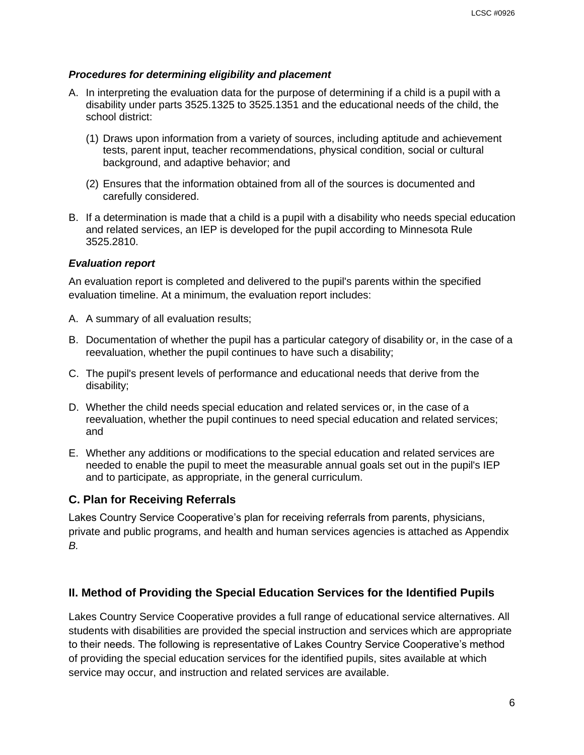***Procedures for determining eligibility and placement***

A. In interpreting the evaluation data for the purpose of determining if a child is a pupil with a disability under parts 3525.1325 to 3525.1351 and the educational needs of the child, the school district:

   (1) Draws upon information from a variety of sources, including aptitude and achievement tests, parent input, teacher recommendations, physical condition, social or cultural background, and adaptive behavior; and

   (2) Ensures that the information obtained from all of the sources is documented and carefully considered.

B. If a determination is made that a child is a pupil with a disability who needs special education and related services, an IEP is developed for the pupil according to Minnesota Rule 3525.2810.

***Evaluation report***

An evaluation report is completed and delivered to the pupil's parents within the specified evaluation timeline. At a minimum, the evaluation report includes:

A. A summary of all evaluation results;

B. Documentation of whether the pupil has a particular category of disability or, in the case of a reevaluation, whether the pupil continues to have such a disability;

C. The pupil's present levels of performance and educational needs that derive from the disability;

D. Whether the child needs special education and related services or, in the case of a reevaluation, whether the pupil continues to need special education and related services; and

E. Whether any additions or modifications to the special education and related services are needed to enable the pupil to meet the measurable annual goals set out in the pupil's IEP and to participate, as appropriate, in the general curriculum.

### C. Plan for Receiving Referrals

Lakes Country Service Cooperative's plan for receiving referrals from parents, physicians, private and public programs, and health and human services agencies is attached as Appendix *B.*

## II. Method of Providing the Special Education Services for the Identified Pupils

Lakes Country Service Cooperative provides a full range of educational service alternatives. All students with disabilities are provided the special instruction and services which are appropriate to their needs. The following is representative of Lakes Country Service Cooperative's method of providing the special education services for the identified pupils, sites available at which service may occur, and instruction and related services are available.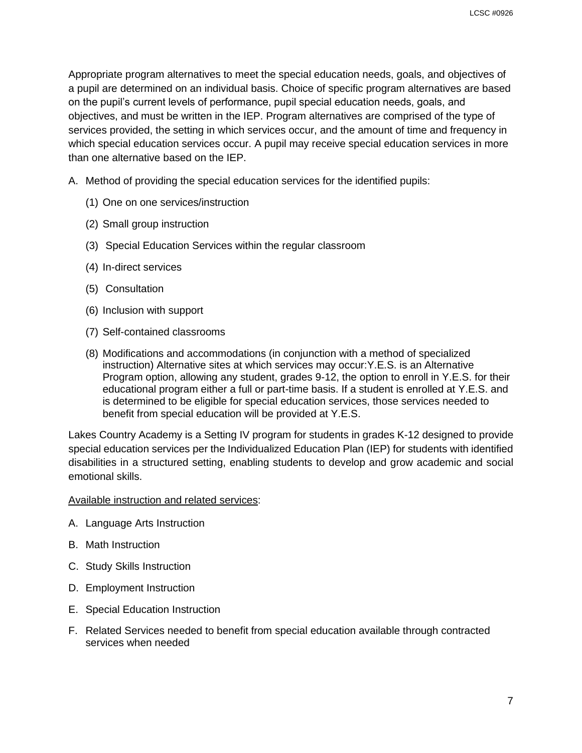Appropriate program alternatives to meet the special education needs, goals, and objectives of a pupil are determined on an individual basis. Choice of specific program alternatives are based on the pupil's current levels of performance, pupil special education needs, goals, and objectives, and must be written in the IEP. Program alternatives are comprised of the type of services provided, the setting in which services occur, and the amount of time and frequency in which special education services occur. A pupil may receive special education services in more than one alternative based on the IEP.

A. Method of providing the special education services for the identified pupils:

   (1) One on one services/instruction

   (2) Small group instruction

   (3) Special Education Services within the regular classroom

   (4) In-direct services

   (5) Consultation

   (6) Inclusion with support

   (7) Self-contained classrooms

   (8) Modifications and accommodations (in conjunction with a method of specialized instruction) Alternative sites at which services may occur:Y.E.S. is an Alternative Program option, allowing any student, grades 9-12, the option to enroll in Y.E.S. for their educational program either a full or part-time basis. If a student is enrolled at Y.E.S. and is determined to be eligible for special education services, those services needed to benefit from special education will be provided at Y.E.S.

Lakes Country Academy is a Setting IV program for students in grades K-12 designed to provide special education services per the Individualized Education Plan (IEP) for students with identified disabilities in a structured setting, enabling students to develop and grow academic and social emotional skills.

<u>Available instruction and related services</u>:

A. Language Arts Instruction

B. Math Instruction

C. Study Skills Instruction

D. Employment Instruction

E. Special Education Instruction

F. Related Services needed to benefit from special education available through contracted services when needed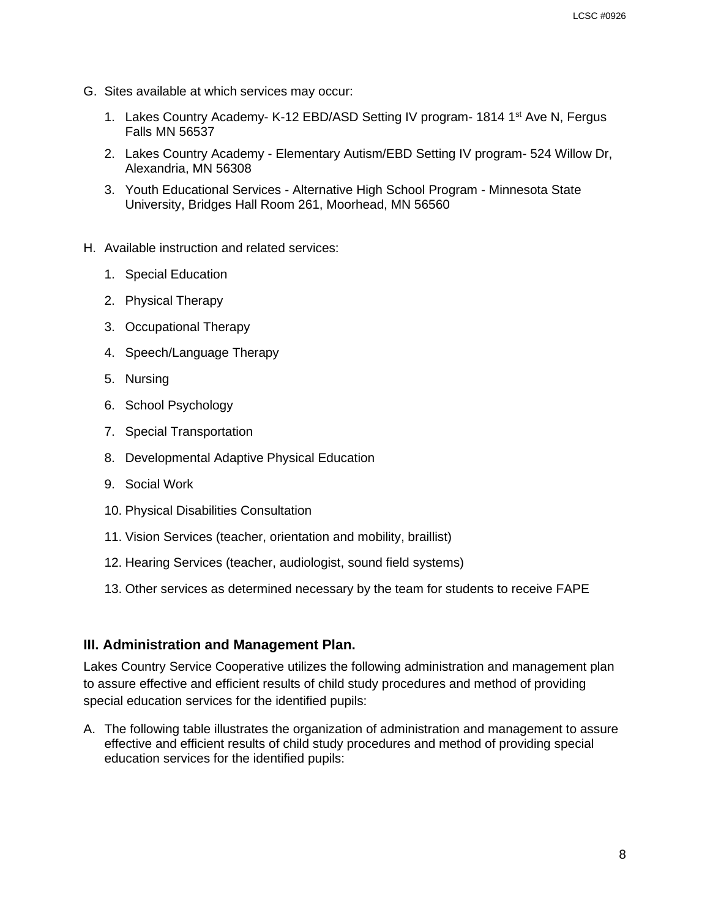G. Sites available at which services may occur:

1. Lakes Country Academy- K-12 EBD/ASD Setting IV program- 1814 1st Ave N, Fergus Falls MN 56537
2. Lakes Country Academy - Elementary Autism/EBD Setting IV program- 524 Willow Dr, Alexandria, MN 56308
3. Youth Educational Services - Alternative High School Program - Minnesota State University, Bridges Hall Room 261, Moorhead, MN 56560

H. Available instruction and related services:

1. Special Education
2. Physical Therapy
3. Occupational Therapy
4. Speech/Language Therapy
5. Nursing
6. School Psychology
7. Special Transportation
8. Developmental Adaptive Physical Education
9. Social Work
10. Physical Disabilities Consultation
11. Vision Services (teacher, orientation and mobility, braillist)
12. Hearing Services (teacher, audiologist, sound field systems)
13. Other services as determined necessary by the team for students to receive FAPE

### III. Administration and Management Plan.

Lakes Country Service Cooperative utilizes the following administration and management plan to assure effective and efficient results of child study procedures and method of providing special education services for the identified pupils:

A. The following table illustrates the organization of administration and management to assure effective and efficient results of child study procedures and method of providing special education services for the identified pupils: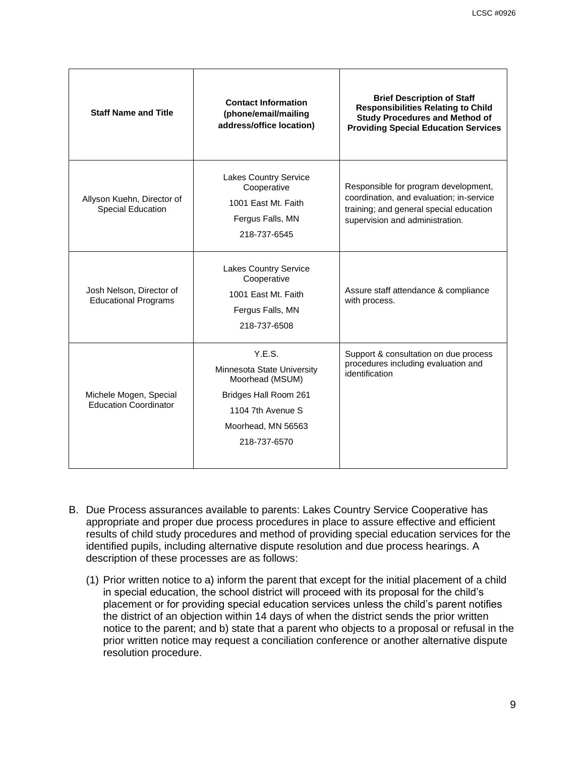| Staff Name and Title | Contact Information (phone/email/mailing address/office location) | Brief Description of Staff Responsibilities Relating to Child Study Procedures and Method of Providing Special Education Services |
|---|---|---|
| Allyson Kuehn, Director of Special Education | Lakes Country Service Cooperative<br>1001 East Mt. Faith<br>Fergus Falls, MN<br>218-737-6545 | Responsible for program development, coordination, and evaluation; in-service training; and general special education supervision and administration. |
| Josh Nelson, Director of Educational Programs | Lakes Country Service Cooperative<br>1001 East Mt. Faith<br>Fergus Falls, MN<br>218-737-6508 | Assure staff attendance & compliance with process. |
| Michele Mogen, Special Education Coordinator | Y.E.S.<br>Minnesota State University Moorhead (MSUM)<br>Bridges Hall Room 261<br>1104 7th Avenue S<br>Moorhead, MN 56563<br>218-737-6570 | Support & consultation on due process procedures including evaluation and identification |

B. Due Process assurances available to parents: Lakes Country Service Cooperative has appropriate and proper due process procedures in place to assure effective and efficient results of child study procedures and method of providing special education services for the identified pupils, including alternative dispute resolution and due process hearings. A description of these processes are as follows:

(1) Prior written notice to a) inform the parent that except for the initial placement of a child in special education, the school district will proceed with its proposal for the child's placement or for providing special education services unless the child's parent notifies the district of an objection within 14 days of when the district sends the prior written notice to the parent; and b) state that a parent who objects to a proposal or refusal in the prior written notice may request a conciliation conference or another alternative dispute resolution procedure.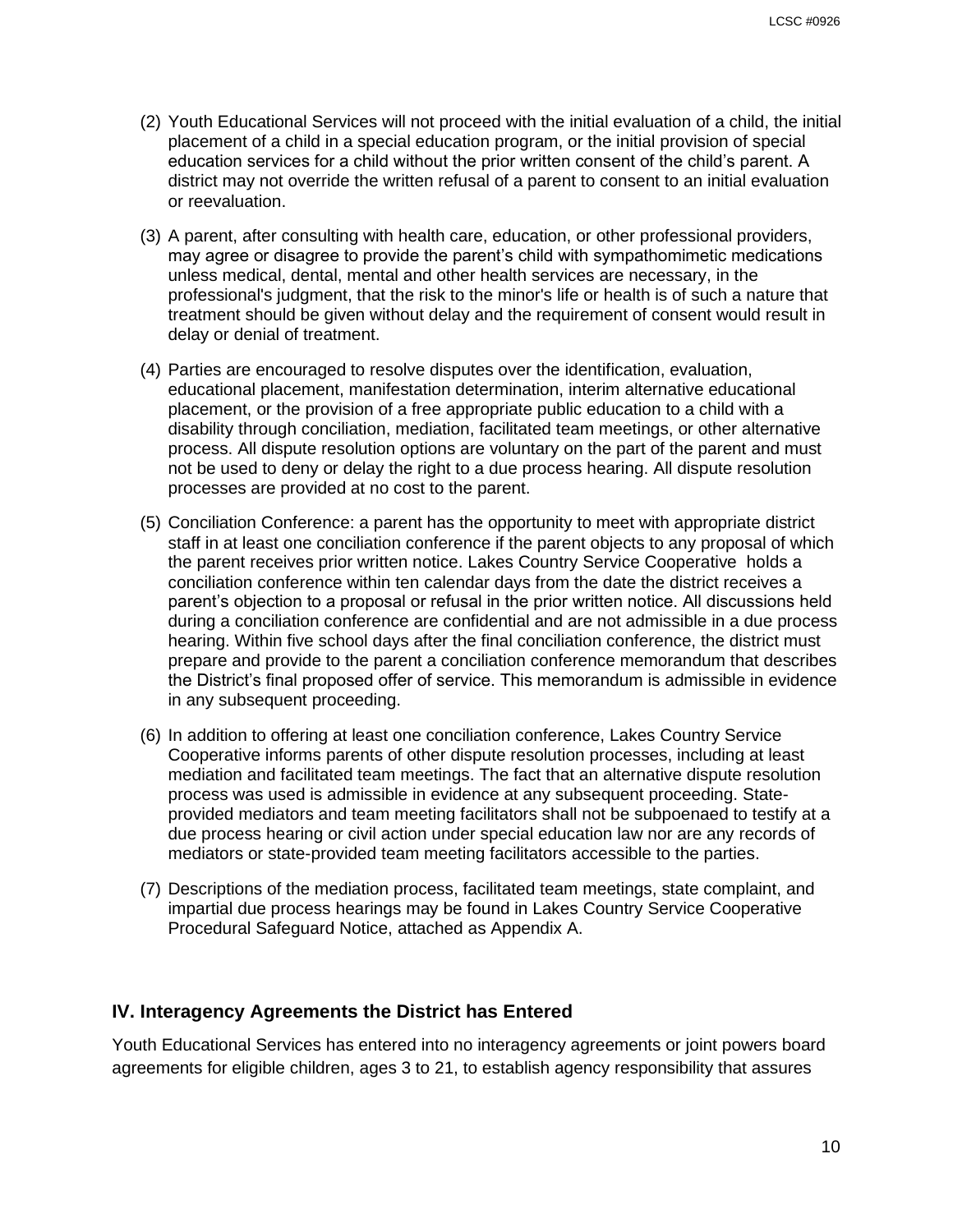(2) Youth Educational Services will not proceed with the initial evaluation of a child, the initial placement of a child in a special education program, or the initial provision of special education services for a child without the prior written consent of the child's parent. A district may not override the written refusal of a parent to consent to an initial evaluation or reevaluation.

(3) A parent, after consulting with health care, education, or other professional providers, may agree or disagree to provide the parent's child with sympathomimetic medications unless medical, dental, mental and other health services are necessary, in the professional's judgment, that the risk to the minor's life or health is of such a nature that treatment should be given without delay and the requirement of consent would result in delay or denial of treatment.

(4) Parties are encouraged to resolve disputes over the identification, evaluation, educational placement, manifestation determination, interim alternative educational placement, or the provision of a free appropriate public education to a child with a disability through conciliation, mediation, facilitated team meetings, or other alternative process. All dispute resolution options are voluntary on the part of the parent and must not be used to deny or delay the right to a due process hearing. All dispute resolution processes are provided at no cost to the parent.

(5) Conciliation Conference: a parent has the opportunity to meet with appropriate district staff in at least one conciliation conference if the parent objects to any proposal of which the parent receives prior written notice. Lakes Country Service Cooperative holds a conciliation conference within ten calendar days from the date the district receives a parent's objection to a proposal or refusal in the prior written notice. All discussions held during a conciliation conference are confidential and are not admissible in a due process hearing. Within five school days after the final conciliation conference, the district must prepare and provide to the parent a conciliation conference memorandum that describes the District's final proposed offer of service. This memorandum is admissible in evidence in any subsequent proceeding.

(6) In addition to offering at least one conciliation conference, Lakes Country Service Cooperative informs parents of other dispute resolution processes, including at least mediation and facilitated team meetings. The fact that an alternative dispute resolution process was used is admissible in evidence at any subsequent proceeding. State-provided mediators and team meeting facilitators shall not be subpoenaed to testify at a due process hearing or civil action under special education law nor are any records of mediators or state-provided team meeting facilitators accessible to the parties.

(7) Descriptions of the mediation process, facilitated team meetings, state complaint, and impartial due process hearings may be found in Lakes Country Service Cooperative Procedural Safeguard Notice, attached as Appendix A.

## IV. Interagency Agreements the District has Entered

Youth Educational Services has entered into no interagency agreements or joint powers board agreements for eligible children, ages 3 to 21, to establish agency responsibility that assures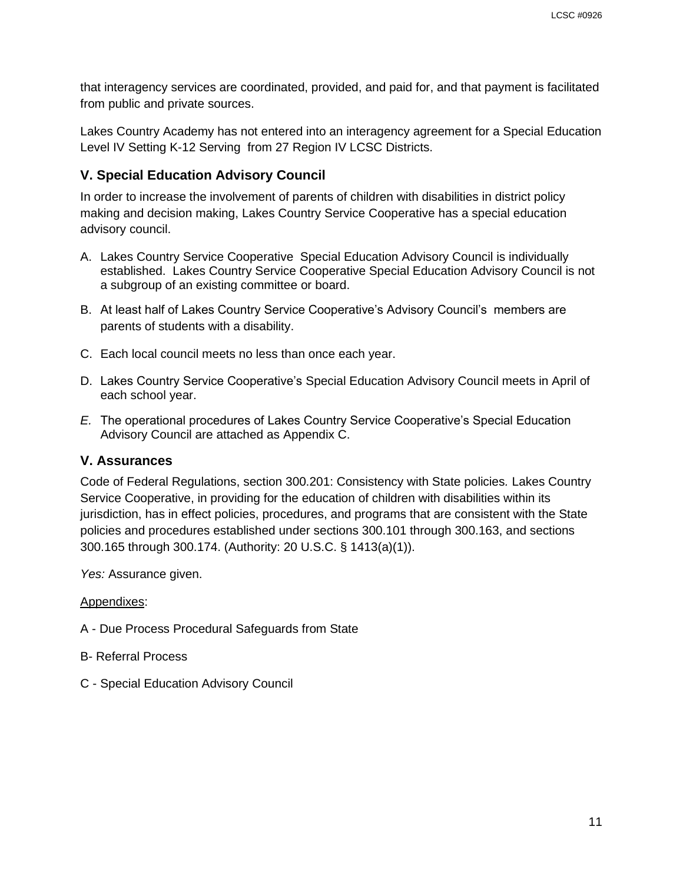that interagency services are coordinated, provided, and paid for, and that payment is facilitated from public and private sources.

Lakes Country Academy has not entered into an interagency agreement for a Special Education Level IV Setting K-12 Serving  from 27 Region IV LCSC Districts.

### V. Special Education Advisory Council

In order to increase the involvement of parents of children with disabilities in district policy making and decision making, Lakes Country Service Cooperative has a special education advisory council.

A. Lakes Country Service Cooperative  Special Education Advisory Council is individually established.  Lakes Country Service Cooperative Special Education Advisory Council is not a subgroup of an existing committee or board.

B. At least half of Lakes Country Service Cooperative's Advisory Council's  members are parents of students with a disability.

C. Each local council meets no less than once each year.

D. Lakes Country Service Cooperative's Special Education Advisory Council meets in April of each school year.

*E.* The operational procedures of Lakes Country Service Cooperative's Special Education Advisory Council are attached as Appendix C.

### V. Assurances

Code of Federal Regulations, section 300.201: Consistency with State policies. Lakes Country Service Cooperative, in providing for the education of children with disabilities within its jurisdiction, has in effect policies, procedures, and programs that are consistent with the State policies and procedures established under sections 300.101 through 300.163, and sections 300.165 through 300.174. (Authority: 20 U.S.C. § 1413(a)(1)).

*Yes:* Assurance given.

<u>Appendixes</u>:

A - Due Process Procedural Safeguards from State

B- Referral Process

C - Special Education Advisory Council